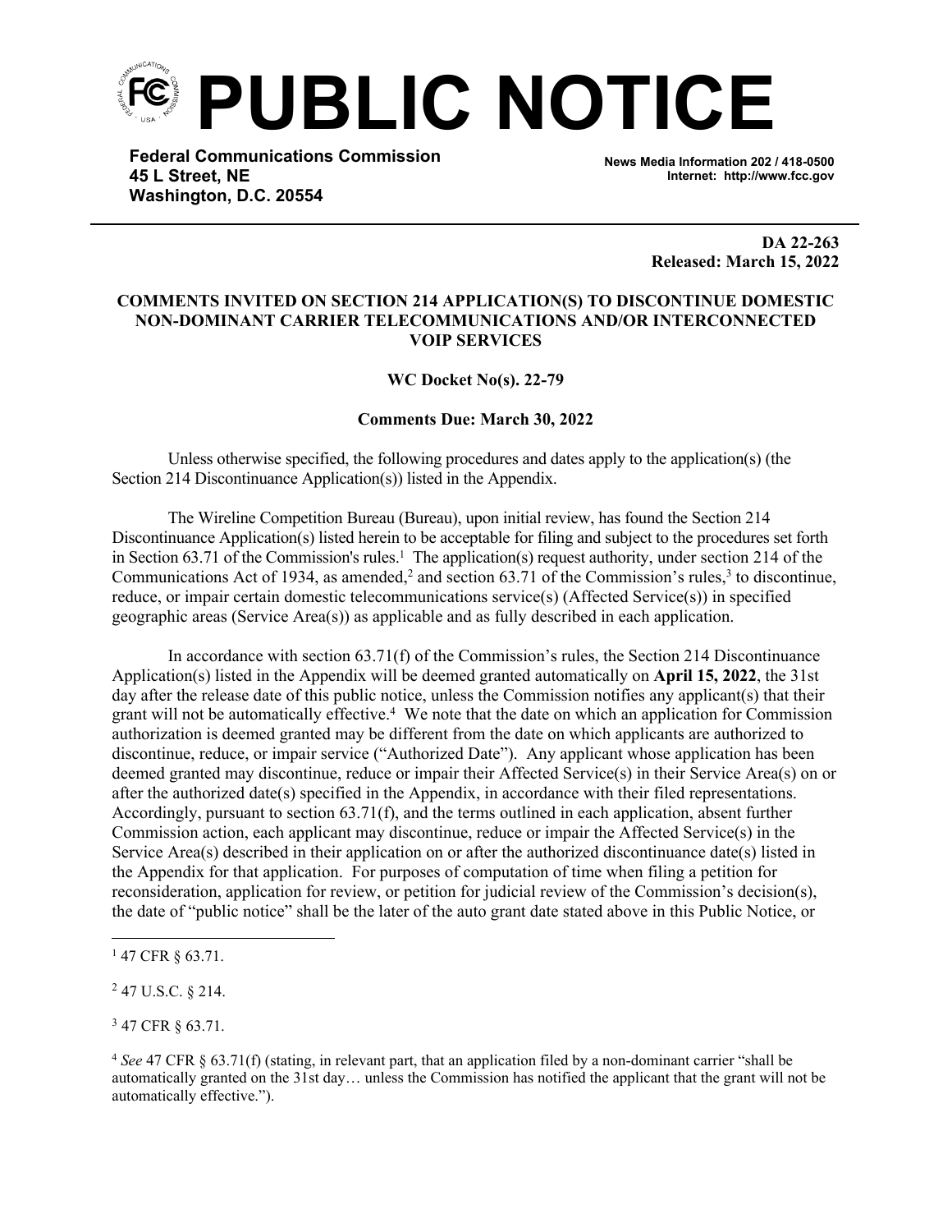# PUBLIC NOTICE

**Federal Communications Commission**
**45 L Street, NE**
**Washington, D.C. 20554**

**News Media Information 202 / 418-0500**
**Internet: http://www.fcc.gov**

**DA 22-263**
**Released: March 15, 2022**

**COMMENTS INVITED ON SECTION 214 APPLICATION(S) TO DISCONTINUE DOMESTIC NON-DOMINANT CARRIER TELECOMMUNICATIONS AND/OR INTERCONNECTED VOIP SERVICES**

**WC Docket No(s). 22-79**

**Comments Due: March 30, 2022**

Unless otherwise specified, the following procedures and dates apply to the application(s) (the Section 214 Discontinuance Application(s)) listed in the Appendix.

The Wireline Competition Bureau (Bureau), upon initial review, has found the Section 214 Discontinuance Application(s) listed herein to be acceptable for filing and subject to the procedures set forth in Section 63.71 of the Commission's rules.[1] The application(s) request authority, under section 214 of the Communications Act of 1934, as amended,[2] and section 63.71 of the Commission's rules,[3] to discontinue, reduce, or impair certain domestic telecommunications service(s) (Affected Service(s)) in specified geographic areas (Service Area(s)) as applicable and as fully described in each application.

In accordance with section 63.71(f) of the Commission's rules, the Section 214 Discontinuance Application(s) listed in the Appendix will be deemed granted automatically on **April 15, 2022**, the 31st day after the release date of this public notice, unless the Commission notifies any applicant(s) that their grant will not be automatically effective.[4] We note that the date on which an application for Commission authorization is deemed granted may be different from the date on which applicants are authorized to discontinue, reduce, or impair service ("Authorized Date"). Any applicant whose application has been deemed granted may discontinue, reduce or impair their Affected Service(s) in their Service Area(s) on or after the authorized date(s) specified in the Appendix, in accordance with their filed representations. Accordingly, pursuant to section 63.71(f), and the terms outlined in each application, absent further Commission action, each applicant may discontinue, reduce or impair the Affected Service(s) in the Service Area(s) described in their application on or after the authorized discontinuance date(s) listed in the Appendix for that application. For purposes of computation of time when filing a petition for reconsideration, application for review, or petition for judicial review of the Commission's decision(s), the date of "public notice" shall be the later of the auto grant date stated above in this Public Notice, or

[1] 47 CFR § 63.71.

[2] 47 U.S.C. § 214.

[3] 47 CFR § 63.71.

[4] *See* 47 CFR § 63.71(f) (stating, in relevant part, that an application filed by a non-dominant carrier "shall be automatically granted on the 31st day… unless the Commission has notified the applicant that the grant will not be automatically effective.").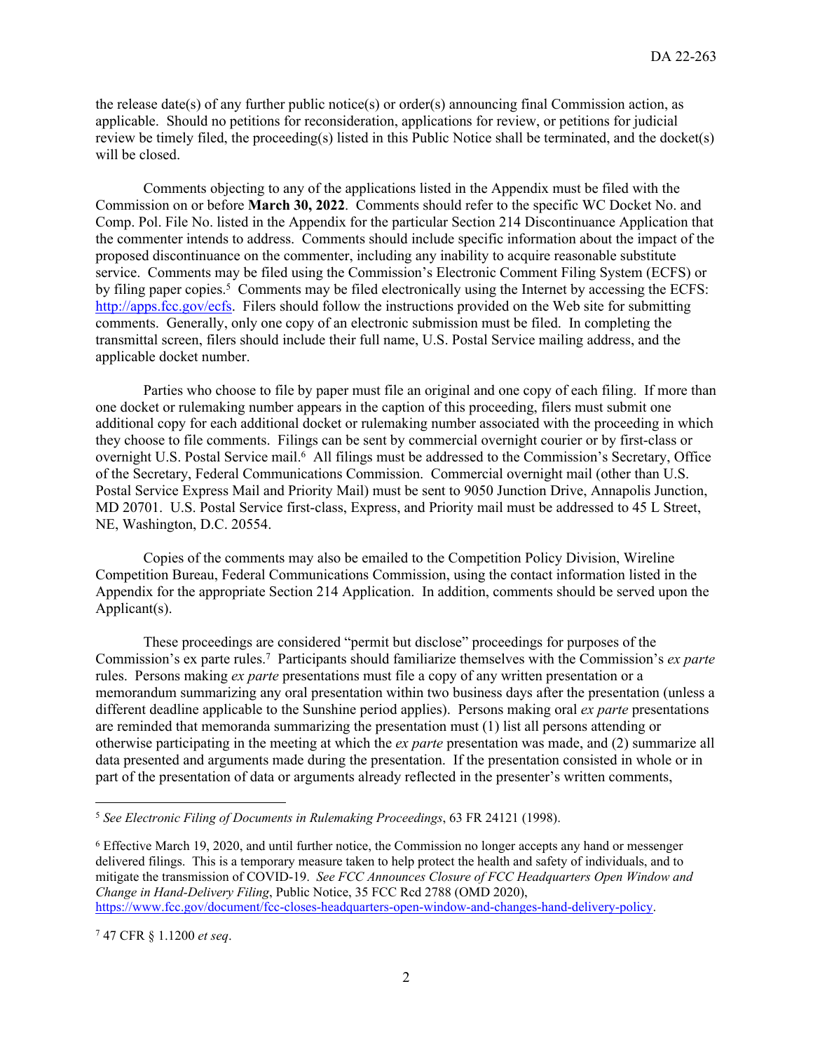the release date(s) of any further public notice(s) or order(s) announcing final Commission action, as applicable. Should no petitions for reconsideration, applications for review, or petitions for judicial review be timely filed, the proceeding(s) listed in this Public Notice shall be terminated, and the docket(s) will be closed.

Comments objecting to any of the applications listed in the Appendix must be filed with the Commission on or before **March 30, 2022**. Comments should refer to the specific WC Docket No. and Comp. Pol. File No. listed in the Appendix for the particular Section 214 Discontinuance Application that the commenter intends to address. Comments should include specific information about the impact of the proposed discontinuance on the commenter, including any inability to acquire reasonable substitute service. Comments may be filed using the Commission's Electronic Comment Filing System (ECFS) or by filing paper copies.[5] Comments may be filed electronically using the Internet by accessing the ECFS: http://apps.fcc.gov/ecfs. Filers should follow the instructions provided on the Web site for submitting comments. Generally, only one copy of an electronic submission must be filed. In completing the transmittal screen, filers should include their full name, U.S. Postal Service mailing address, and the applicable docket number.

Parties who choose to file by paper must file an original and one copy of each filing. If more than one docket or rulemaking number appears in the caption of this proceeding, filers must submit one additional copy for each additional docket or rulemaking number associated with the proceeding in which they choose to file comments. Filings can be sent by commercial overnight courier or by first-class or overnight U.S. Postal Service mail.[6] All filings must be addressed to the Commission's Secretary, Office of the Secretary, Federal Communications Commission. Commercial overnight mail (other than U.S. Postal Service Express Mail and Priority Mail) must be sent to 9050 Junction Drive, Annapolis Junction, MD 20701. U.S. Postal Service first-class, Express, and Priority mail must be addressed to 45 L Street, NE, Washington, D.C. 20554.

Copies of the comments may also be emailed to the Competition Policy Division, Wireline Competition Bureau, Federal Communications Commission, using the contact information listed in the Appendix for the appropriate Section 214 Application. In addition, comments should be served upon the Applicant(s).

These proceedings are considered "permit but disclose" proceedings for purposes of the Commission's ex parte rules.[7] Participants should familiarize themselves with the Commission's *ex parte* rules. Persons making *ex parte* presentations must file a copy of any written presentation or a memorandum summarizing any oral presentation within two business days after the presentation (unless a different deadline applicable to the Sunshine period applies). Persons making oral *ex parte* presentations are reminded that memoranda summarizing the presentation must (1) list all persons attending or otherwise participating in the meeting at which the *ex parte* presentation was made, and (2) summarize all data presented and arguments made during the presentation. If the presentation consisted in whole or in part of the presentation of data or arguments already reflected in the presenter's written comments,

---

[5] *See Electronic Filing of Documents in Rulemaking Proceedings*, 63 FR 24121 (1998).

[6] Effective March 19, 2020, and until further notice, the Commission no longer accepts any hand or messenger delivered filings. This is a temporary measure taken to help protect the health and safety of individuals, and to mitigate the transmission of COVID-19. *See FCC Announces Closure of FCC Headquarters Open Window and Change in Hand-Delivery Filing*, Public Notice, 35 FCC Rcd 2788 (OMD 2020), https://www.fcc.gov/document/fcc-closes-headquarters-open-window-and-changes-hand-delivery-policy.

[7] 47 CFR § 1.1200 *et seq*.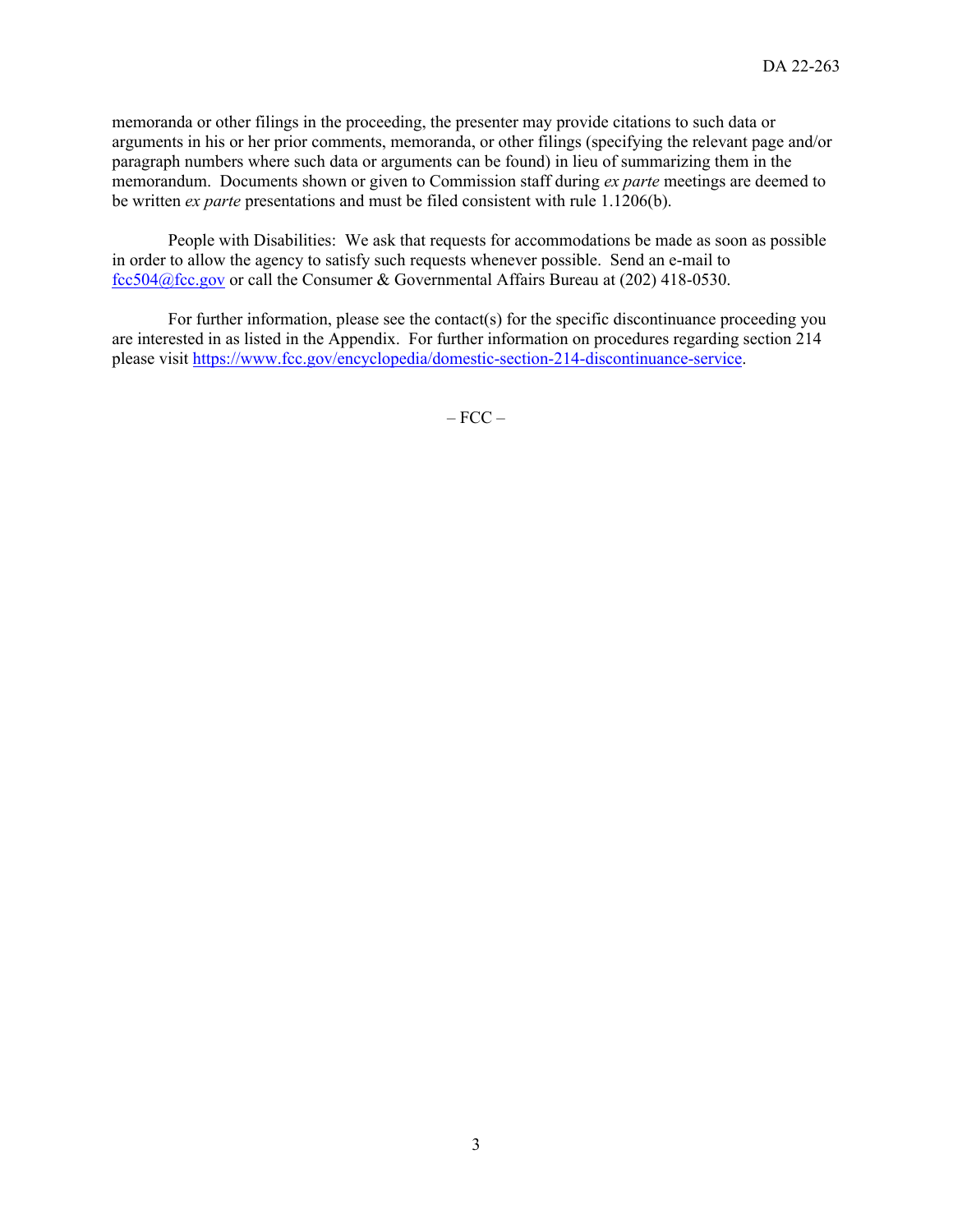memoranda or other filings in the proceeding, the presenter may provide citations to such data or arguments in his or her prior comments, memoranda, or other filings (specifying the relevant page and/or paragraph numbers where such data or arguments can be found) in lieu of summarizing them in the memorandum. Documents shown or given to Commission staff during *ex parte* meetings are deemed to be written *ex parte* presentations and must be filed consistent with rule 1.1206(b).

People with Disabilities: We ask that requests for accommodations be made as soon as possible in order to allow the agency to satisfy such requests whenever possible. Send an e-mail to fcc504@fcc.gov or call the Consumer & Governmental Affairs Bureau at (202) 418-0530.

For further information, please see the contact(s) for the specific discontinuance proceeding you are interested in as listed in the Appendix. For further information on procedures regarding section 214 please visit https://www.fcc.gov/encyclopedia/domestic-section-214-discontinuance-service.

– FCC –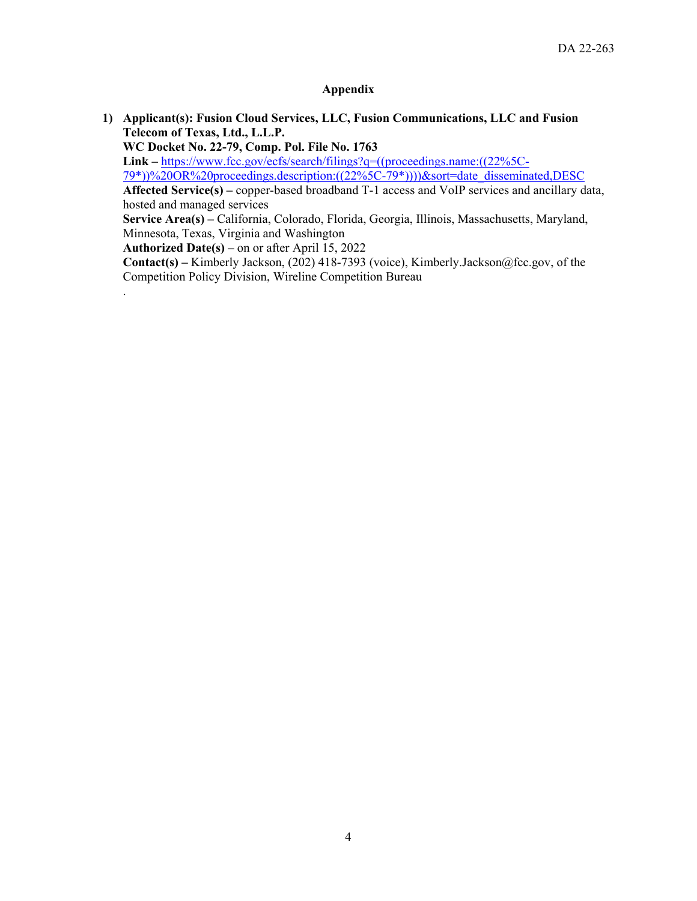## Appendix

1) **Applicant(s): Fusion Cloud Services, LLC, Fusion Communications, LLC and Fusion Telecom of Texas, Ltd., L.L.P.**
   **WC Docket No. 22-79, Comp. Pol. File No. 1763**
   **Link –** https://www.fcc.gov/ecfs/search/filings?q=((proceedings.name:((22%5C-79*))%20OR%20proceedings.description:((22%5C-79*))))&sort=date_disseminated,DESC
   **Affected Service(s) –** copper-based broadband T-1 access and VoIP services and ancillary data, hosted and managed services
   **Service Area(s) –** California, Colorado, Florida, Georgia, Illinois, Massachusetts, Maryland, Minnesota, Texas, Virginia and Washington
   **Authorized Date(s) –** on or after April 15, 2022
   **Contact(s) –** Kimberly Jackson, (202) 418-7393 (voice), Kimberly.Jackson@fcc.gov, of the Competition Policy Division, Wireline Competition Bureau
   .